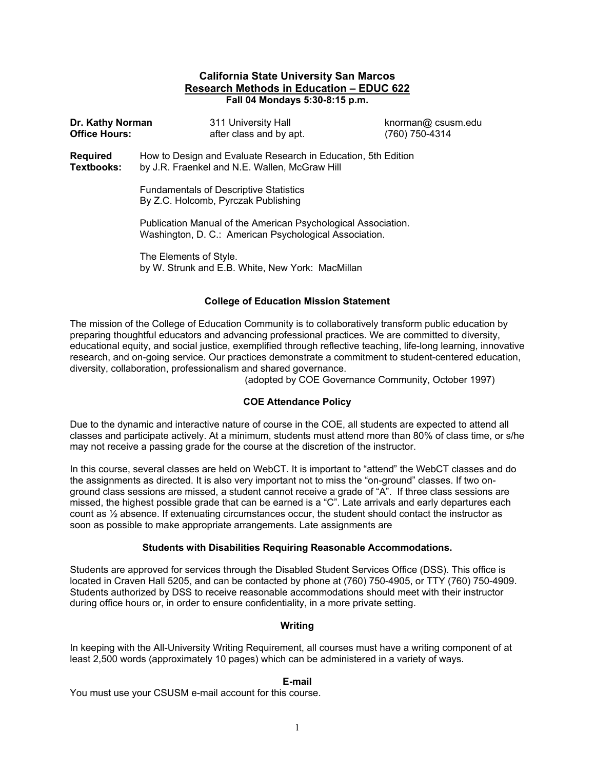# California State University San Marcos
## Research Methods in Education – EDUC 622
**Fall 04 Mondays 5:30-8:15 p.m.**

| | | |
|---|---|---|
| **Dr. Kathy Norman** | 311 University Hall | knorman@ csusm.edu |
| **Office Hours:** | after class and by apt. | (760) 750-4314 |

**Required Textbooks:** How to Design and Evaluate Research in Education, 5th Edition by J.R. Fraenkel and N.E. Wallen, McGraw Hill

Fundamentals of Descriptive Statistics
By Z.C. Holcomb, Pyrczak Publishing

Publication Manual of the American Psychological Association. Washington, D. C.: American Psychological Association.

The Elements of Style.
by W. Strunk and E.B. White, New York: MacMillan

### College of Education Mission Statement

The mission of the College of Education Community is to collaboratively transform public education by preparing thoughtful educators and advancing professional practices. We are committed to diversity, educational equity, and social justice, exemplified through reflective teaching, life-long learning, innovative research, and on-going service. Our practices demonstrate a commitment to student-centered education, diversity, collaboration, professionalism and shared governance.

(adopted by COE Governance Community, October 1997)

### COE Attendance Policy

Due to the dynamic and interactive nature of course in the COE, all students are expected to attend all classes and participate actively. At a minimum, students must attend more than 80% of class time, or s/he may not receive a passing grade for the course at the discretion of the instructor.

In this course, several classes are held on WebCT. It is important to "attend" the WebCT classes and do the assignments as directed. It is also very important not to miss the "on-ground" classes. If two on-ground class sessions are missed, a student cannot receive a grade of "A". If three class sessions are missed, the highest possible grade that can be earned is a "C". Late arrivals and early departures each count as ½ absence. If extenuating circumstances occur, the student should contact the instructor as soon as possible to make appropriate arrangements. Late assignments are

### Students with Disabilities Requiring Reasonable Accommodations.

Students are approved for services through the Disabled Student Services Office (DSS). This office is located in Craven Hall 5205, and can be contacted by phone at (760) 750-4905, or TTY (760) 750-4909. Students authorized by DSS to receive reasonable accommodations should meet with their instructor during office hours or, in order to ensure confidentiality, in a more private setting.

### Writing

In keeping with the All-University Writing Requirement, all courses must have a writing component of at least 2,500 words (approximately 10 pages) which can be administered in a variety of ways.

### E-mail

You must use your CSUSM e-mail account for this course.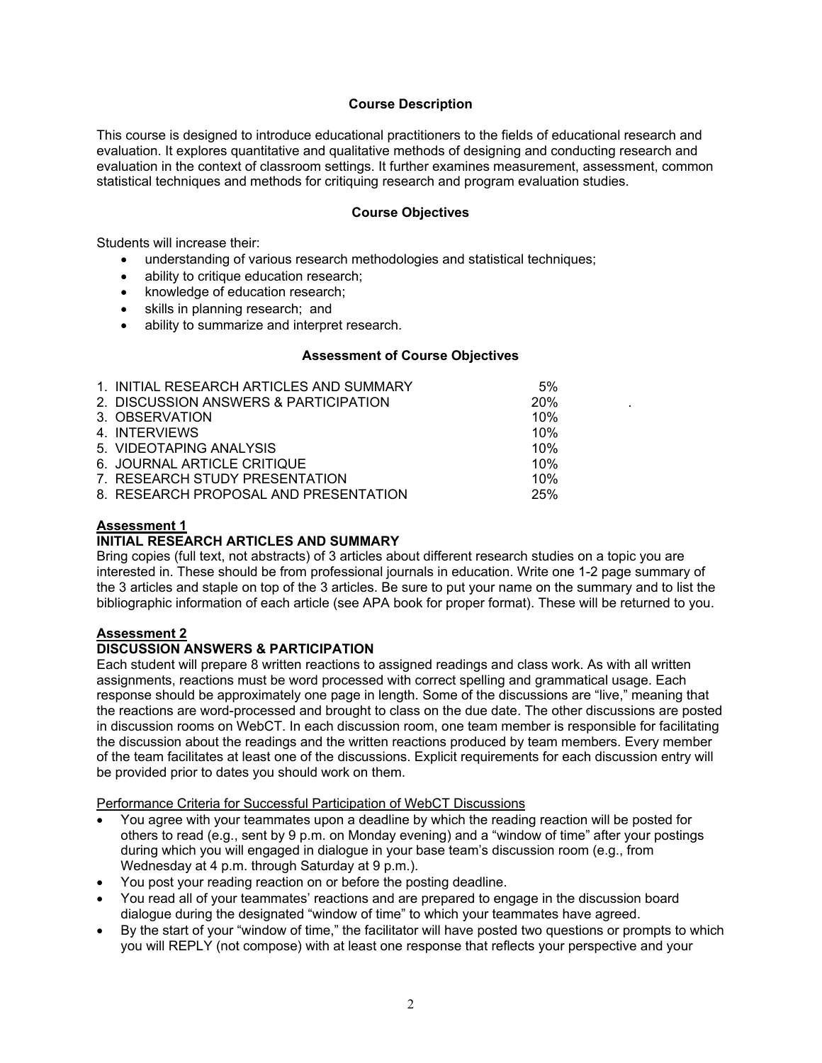## Course Description

This course is designed to introduce educational practitioners to the fields of educational research and evaluation. It explores quantitative and qualitative methods of designing and conducting research and evaluation in the context of classroom settings. It further examines measurement, assessment, common statistical techniques and methods for critiquing research and program evaluation studies.

## Course Objectives

Students will increase their:

- understanding of various research methodologies and statistical techniques;
- ability to critique education research;
- knowledge of education research;
- skills in planning research; and
- ability to summarize and interpret research.

## Assessment of Course Objectives

| Assessment | Weight |
|---|---|
| 1. INITIAL RESEARCH ARTICLES AND SUMMARY | 5% |
| 2. DISCUSSION ANSWERS & PARTICIPATION | 20% |
| 3. OBSERVATION | 10% |
| 4. INTERVIEWS | 10% |
| 5. VIDEOTAPING ANALYSIS | 10% |
| 6. JOURNAL ARTICLE CRITIQUE | 10% |
| 7. RESEARCH STUDY PRESENTATION | 10% |
| 8. RESEARCH PROPOSAL AND PRESENTATION | 25% |

### Assessment 1

**INITIAL RESEARCH ARTICLES AND SUMMARY**

Bring copies (full text, not abstracts) of 3 articles about different research studies on a topic you are interested in. These should be from professional journals in education. Write one 1-2 page summary of the 3 articles and staple on top of the 3 articles. Be sure to put your name on the summary and to list the bibliographic information of each article (see APA book for proper format). These will be returned to you.

### Assessment 2

**DISCUSSION ANSWERS & PARTICIPATION**

Each student will prepare 8 written reactions to assigned readings and class work. As with all written assignments, reactions must be word processed with correct spelling and grammatical usage. Each response should be approximately one page in length. Some of the discussions are "live," meaning that the reactions are word-processed and brought to class on the due date. The other discussions are posted in discussion rooms on WebCT. In each discussion room, one team member is responsible for facilitating the discussion about the readings and the written reactions produced by team members. Every member of the team facilitates at least one of the discussions. Explicit requirements for each discussion entry will be provided prior to dates you should work on them.

Performance Criteria for Successful Participation of WebCT Discussions

- You agree with your teammates upon a deadline by which the reading reaction will be posted for others to read (e.g., sent by 9 p.m. on Monday evening) and a "window of time" after your postings during which you will engaged in dialogue in your base team's discussion room (e.g., from Wednesday at 4 p.m. through Saturday at 9 p.m.).
- You post your reading reaction on or before the posting deadline.
- You read all of your teammates' reactions and are prepared to engage in the discussion board dialogue during the designated "window of time" to which your teammates have agreed.
- By the start of your "window of time," the facilitator will have posted two questions or prompts to which you will REPLY (not compose) with at least one response that reflects your perspective and your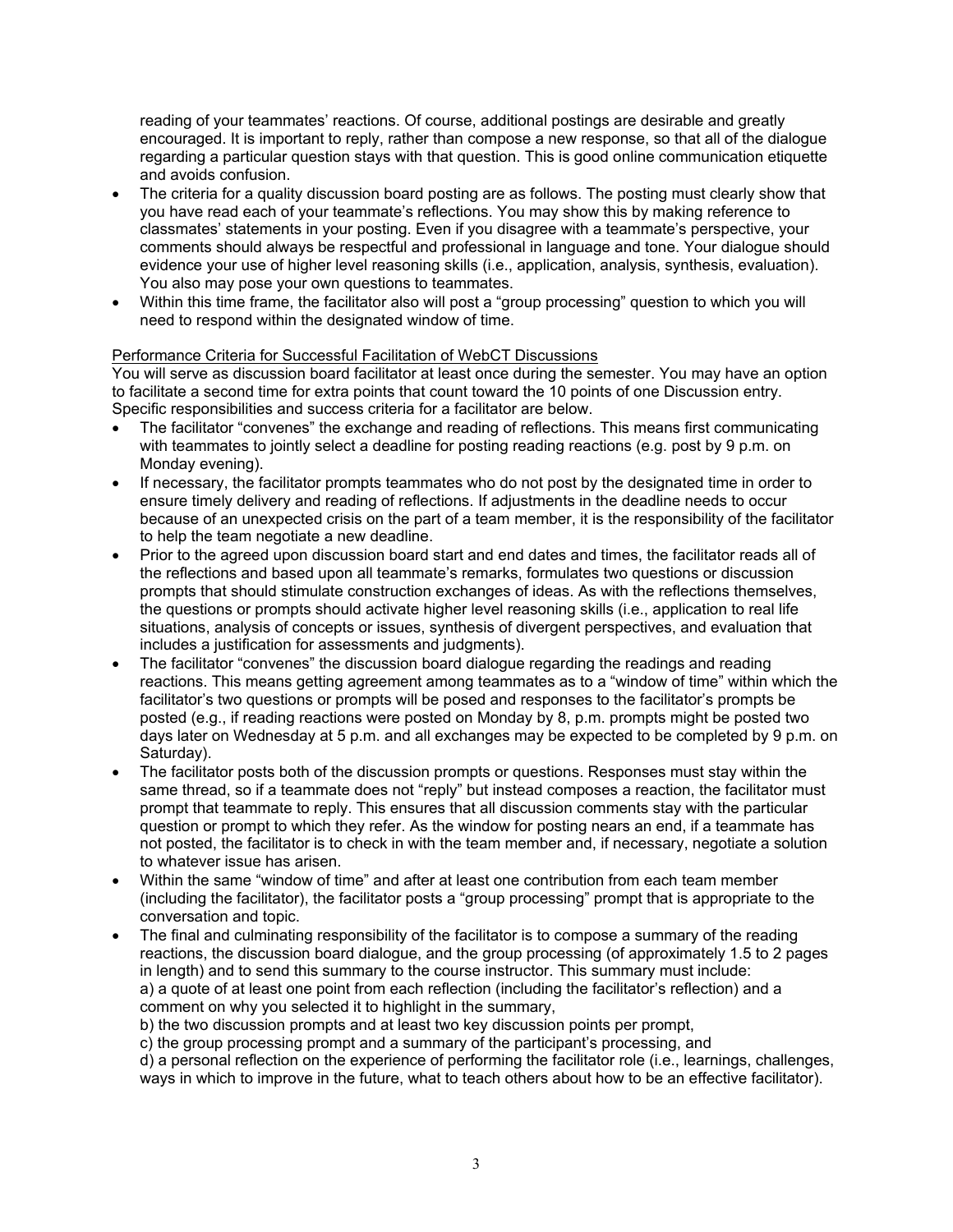reading of your teammates' reactions. Of course, additional postings are desirable and greatly encouraged. It is important to reply, rather than compose a new response, so that all of the dialogue regarding a particular question stays with that question. This is good online communication etiquette and avoids confusion.

- The criteria for a quality discussion board posting are as follows. The posting must clearly show that you have read each of your teammate's reflections. You may show this by making reference to classmates' statements in your posting. Even if you disagree with a teammate's perspective, your comments should always be respectful and professional in language and tone. Your dialogue should evidence your use of higher level reasoning skills (i.e., application, analysis, synthesis, evaluation). You also may pose your own questions to teammates.
- Within this time frame, the facilitator also will post a "group processing" question to which you will need to respond within the designated window of time.

Performance Criteria for Successful Facilitation of WebCT Discussions

You will serve as discussion board facilitator at least once during the semester. You may have an option to facilitate a second time for extra points that count toward the 10 points of one Discussion entry. Specific responsibilities and success criteria for a facilitator are below.

- The facilitator "convenes" the exchange and reading of reflections. This means first communicating with teammates to jointly select a deadline for posting reading reactions (e.g. post by 9 p.m. on Monday evening).
- If necessary, the facilitator prompts teammates who do not post by the designated time in order to ensure timely delivery and reading of reflections. If adjustments in the deadline needs to occur because of an unexpected crisis on the part of a team member, it is the responsibility of the facilitator to help the team negotiate a new deadline.
- Prior to the agreed upon discussion board start and end dates and times, the facilitator reads all of the reflections and based upon all teammate's remarks, formulates two questions or discussion prompts that should stimulate construction exchanges of ideas. As with the reflections themselves, the questions or prompts should activate higher level reasoning skills (i.e., application to real life situations, analysis of concepts or issues, synthesis of divergent perspectives, and evaluation that includes a justification for assessments and judgments).
- The facilitator "convenes" the discussion board dialogue regarding the readings and reading reactions. This means getting agreement among teammates as to a "window of time" within which the facilitator's two questions or prompts will be posed and responses to the facilitator's prompts be posted (e.g., if reading reactions were posted on Monday by 8, p.m. prompts might be posted two days later on Wednesday at 5 p.m. and all exchanges may be expected to be completed by 9 p.m. on Saturday).
- The facilitator posts both of the discussion prompts or questions. Responses must stay within the same thread, so if a teammate does not "reply" but instead composes a reaction, the facilitator must prompt that teammate to reply. This ensures that all discussion comments stay with the particular question or prompt to which they refer. As the window for posting nears an end, if a teammate has not posted, the facilitator is to check in with the team member and, if necessary, negotiate a solution to whatever issue has arisen.
- Within the same "window of time" and after at least one contribution from each team member (including the facilitator), the facilitator posts a "group processing" prompt that is appropriate to the conversation and topic.
- The final and culminating responsibility of the facilitator is to compose a summary of the reading reactions, the discussion board dialogue, and the group processing (of approximately 1.5 to 2 pages in length) and to send this summary to the course instructor. This summary must include:
  a) a quote of at least one point from each reflection (including the facilitator's reflection) and a comment on why you selected it to highlight in the summary,
  b) the two discussion prompts and at least two key discussion points per prompt,
  c) the group processing prompt and a summary of the participant's processing, and
  d) a personal reflection on the experience of performing the facilitator role (i.e., learnings, challenges, ways in which to improve in the future, what to teach others about how to be an effective facilitator).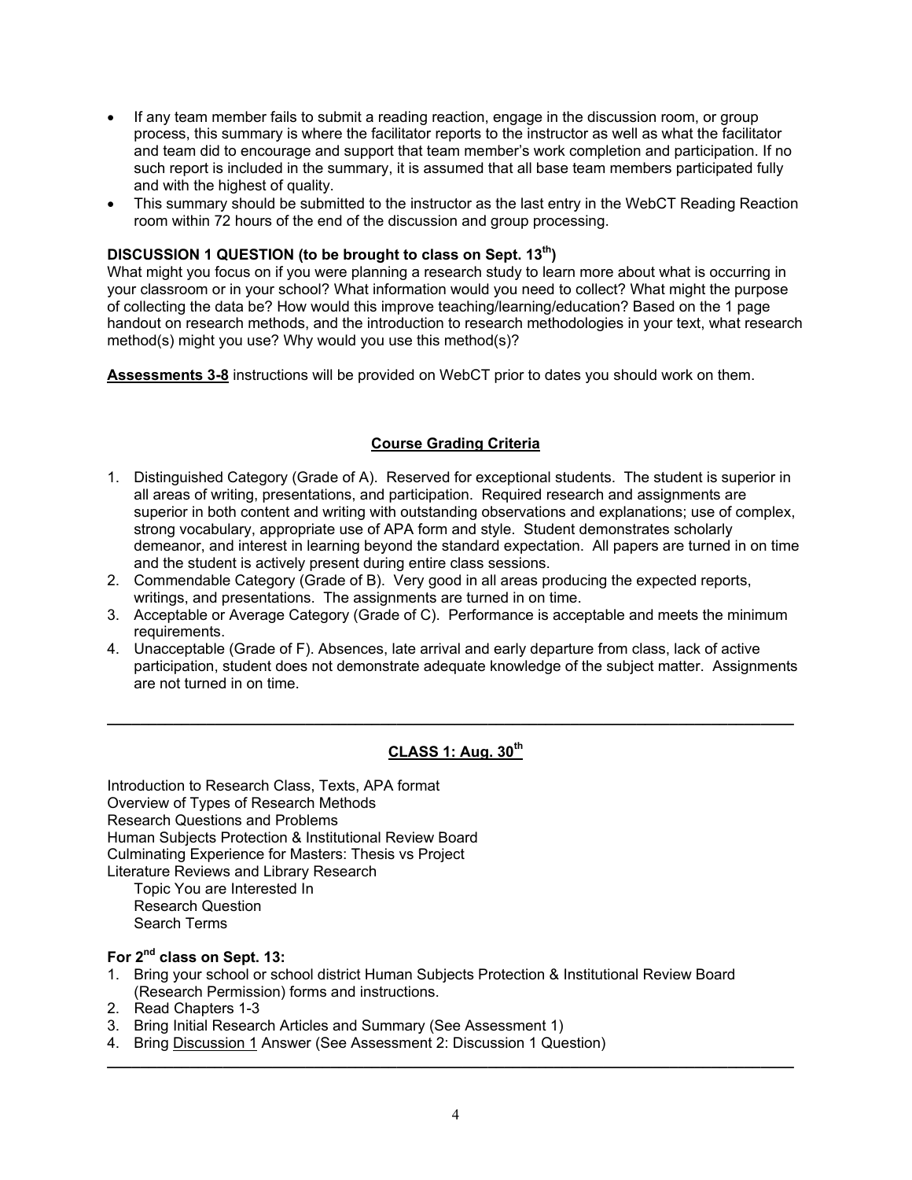- If any team member fails to submit a reading reaction, engage in the discussion room, or group process, this summary is where the facilitator reports to the instructor as well as what the facilitator and team did to encourage and support that team member's work completion and participation. If no such report is included in the summary, it is assumed that all base team members participated fully and with the highest of quality.
- This summary should be submitted to the instructor as the last entry in the WebCT Reading Reaction room within 72 hours of the end of the discussion and group processing.

**DISCUSSION 1 QUESTION (to be brought to class on Sept. 13th)**

What might you focus on if you were planning a research study to learn more about what is occurring in your classroom or in your school? What information would you need to collect? What might the purpose of collecting the data be? How would this improve teaching/learning/education? Based on the 1 page handout on research methods, and the introduction to research methodologies in your text, what research method(s) might you use? Why would you use this method(s)?

**Assessments 3-8** instructions will be provided on WebCT prior to dates you should work on them.

## Course Grading Criteria

1. Distinguished Category (Grade of A). Reserved for exceptional students. The student is superior in all areas of writing, presentations, and participation. Required research and assignments are superior in both content and writing with outstanding observations and explanations; use of complex, strong vocabulary, appropriate use of APA form and style. Student demonstrates scholarly demeanor, and interest in learning beyond the standard expectation. All papers are turned in on time and the student is actively present during entire class sessions.
2. Commendable Category (Grade of B). Very good in all areas producing the expected reports, writings, and presentations. The assignments are turned in on time.
3. Acceptable or Average Category (Grade of C). Performance is acceptable and meets the minimum requirements.
4. Unacceptable (Grade of F). Absences, late arrival and early departure from class, lack of active participation, student does not demonstrate adequate knowledge of the subject matter. Assignments are not turned in on time.

---

## CLASS 1: Aug. 30th

Introduction to Research Class, Texts, APA format
Overview of Types of Research Methods
Research Questions and Problems
Human Subjects Protection & Institutional Review Board
Culminating Experience for Masters: Thesis vs Project
Literature Reviews and Library Research
    Topic You are Interested In
    Research Question
    Search Terms

**For 2nd class on Sept. 13:**

1. Bring your school or school district Human Subjects Protection & Institutional Review Board (Research Permission) forms and instructions.
2. Read Chapters 1-3
3. Bring Initial Research Articles and Summary (See Assessment 1)
4. Bring Discussion 1 Answer (See Assessment 2: Discussion 1 Question)

---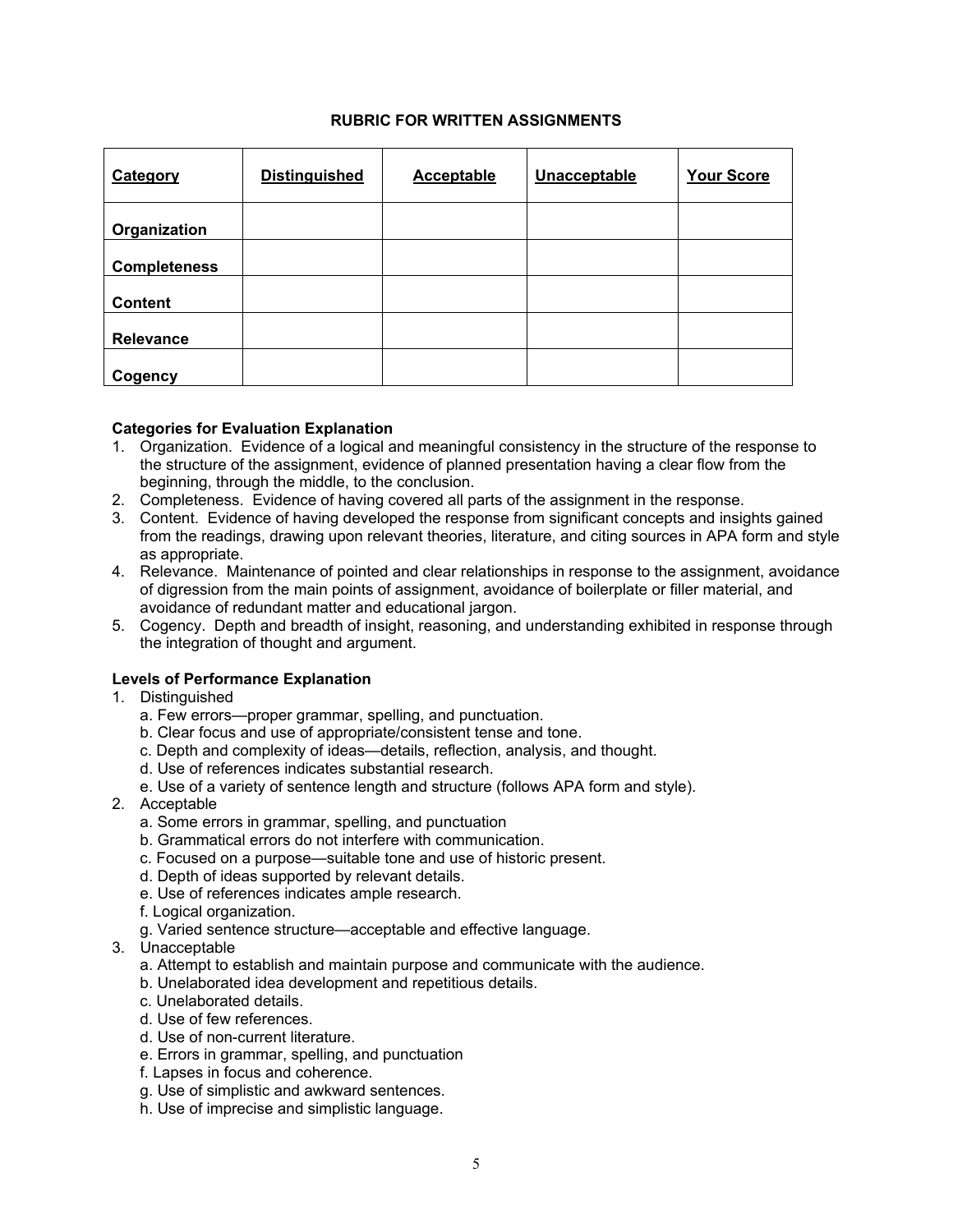# RUBRIC FOR WRITTEN ASSIGNMENTS

| Category | Distinguished | Acceptable | Unacceptable | Your Score |
|---|---|---|---|---|
| **Organization** | | | | |
| **Completeness** | | | | |
| **Content** | | | | |
| **Relevance** | | | | |
| **Cogency** | | | | |

**Categories for Evaluation Explanation**

1. Organization. Evidence of a logical and meaningful consistency in the structure of the response to the structure of the assignment, evidence of planned presentation having a clear flow from the beginning, through the middle, to the conclusion.
2. Completeness. Evidence of having covered all parts of the assignment in the response.
3. Content. Evidence of having developed the response from significant concepts and insights gained from the readings, drawing upon relevant theories, literature, and citing sources in APA form and style as appropriate.
4. Relevance. Maintenance of pointed and clear relationships in response to the assignment, avoidance of digression from the main points of assignment, avoidance of boilerplate or filler material, and avoidance of redundant matter and educational jargon.
5. Cogency. Depth and breadth of insight, reasoning, and understanding exhibited in response through the integration of thought and argument.

**Levels of Performance Explanation**

1. Distinguished
   a. Few errors—proper grammar, spelling, and punctuation.
   b. Clear focus and use of appropriate/consistent tense and tone.
   c. Depth and complexity of ideas—details, reflection, analysis, and thought.
   d. Use of references indicates substantial research.
   e. Use of a variety of sentence length and structure (follows APA form and style).
2. Acceptable
   a. Some errors in grammar, spelling, and punctuation
   b. Grammatical errors do not interfere with communication.
   c. Focused on a purpose—suitable tone and use of historic present.
   d. Depth of ideas supported by relevant details.
   e. Use of references indicates ample research.
   f. Logical organization.
   g. Varied sentence structure—acceptable and effective language.
3. Unacceptable
   a. Attempt to establish and maintain purpose and communicate with the audience.
   b. Unelaborated idea development and repetitious details.
   c. Unelaborated details.
   d. Use of few references.
   d. Use of non-current literature.
   e. Errors in grammar, spelling, and punctuation
   f. Lapses in focus and coherence.
   g. Use of simplistic and awkward sentences.
   h. Use of imprecise and simplistic language.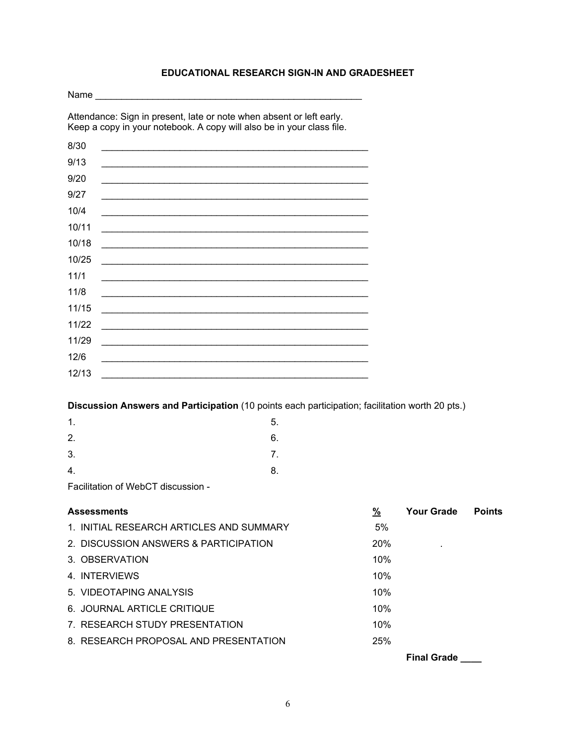## EDUCATIONAL RESEARCH SIGN-IN AND GRADESHEET

Name ____________________________________________________

Attendance: Sign in present, late or note when absent or left early.
Keep a copy in your notebook. A copy will also be in your class file.

8/30 ____________________________________________________

9/13 ____________________________________________________

9/20 ____________________________________________________

9/27 ____________________________________________________

10/4 ____________________________________________________

10/11 ____________________________________________________

10/18 ____________________________________________________

10/25 ____________________________________________________

11/1 ____________________________________________________

11/8 ____________________________________________________

11/15 ____________________________________________________

11/22 ____________________________________________________

11/29 ____________________________________________________

12/6 ____________________________________________________

12/13 ____________________________________________________

**Discussion Answers and Participation** (10 points each participation; facilitation worth 20 pts.)

1. 
2. 
3. 
4. 
5. 
6. 
7. 
8. 

Facilitation of WebCT discussion -

| **Assessments** | **%** | **Your Grade** | **Points** |
|---|---|---|---|
| 1. INITIAL RESEARCH ARTICLES AND SUMMARY | 5% | | |
| 2. DISCUSSION ANSWERS & PARTICIPATION | 20% | . | |
| 3. OBSERVATION | 10% | | |
| 4. INTERVIEWS | 10% | | |
| 5. VIDEOTAPING ANALYSIS | 10% | | |
| 6. JOURNAL ARTICLE CRITIQUE | 10% | | |
| 7. RESEARCH STUDY PRESENTATION | 10% | | |
| 8. RESEARCH PROPOSAL AND PRESENTATION | 25% | | |

**Final Grade** ____